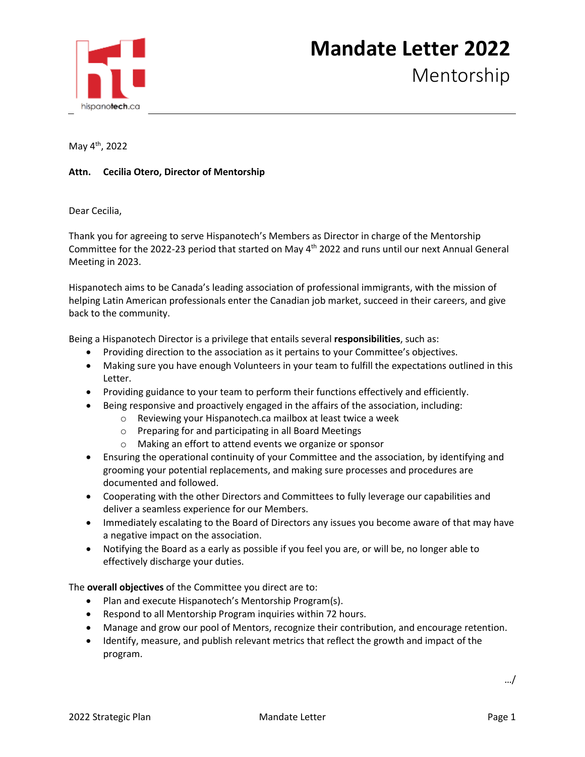# Mandate Letter 2022

## Mentorship

May 4th, 2022

**Attn. Cecilia Otero, Director of Mentorship**

Dear Cecilia,

Thank you for agreeing to serve Hispanotech's Members as Director in charge of the Mentorship Committee for the 2022-23 period that started on May 4th 2022 and runs until our next Annual General Meeting in 2023.

Hispanotech aims to be Canada's leading association of professional immigrants, with the mission of helping Latin American professionals enter the Canadian job market, succeed in their careers, and give back to the community.

Being a Hispanotech Director is a privilege that entails several **responsibilities**, such as:

- Providing direction to the association as it pertains to your Committee's objectives.
- Making sure you have enough Volunteers in your team to fulfill the expectations outlined in this Letter.
- Providing guidance to your team to perform their functions effectively and efficiently.
- Being responsive and proactively engaged in the affairs of the association, including:
  - Reviewing your Hispanotech.ca mailbox at least twice a week
  - Preparing for and participating in all Board Meetings
  - Making an effort to attend events we organize or sponsor
- Ensuring the operational continuity of your Committee and the association, by identifying and grooming your potential replacements, and making sure processes and procedures are documented and followed.
- Cooperating with the other Directors and Committees to fully leverage our capabilities and deliver a seamless experience for our Members.
- Immediately escalating to the Board of Directors any issues you become aware of that may have a negative impact on the association.
- Notifying the Board as a early as possible if you feel you are, or will be, no longer able to effectively discharge your duties.

The **overall objectives** of the Committee you direct are to:

- Plan and execute Hispanotech's Mentorship Program(s).
- Respond to all Mentorship Program inquiries within 72 hours.
- Manage and grow our pool of Mentors, recognize their contribution, and encourage retention.
- Identify, measure, and publish relevant metrics that reflect the growth and impact of the program.

…/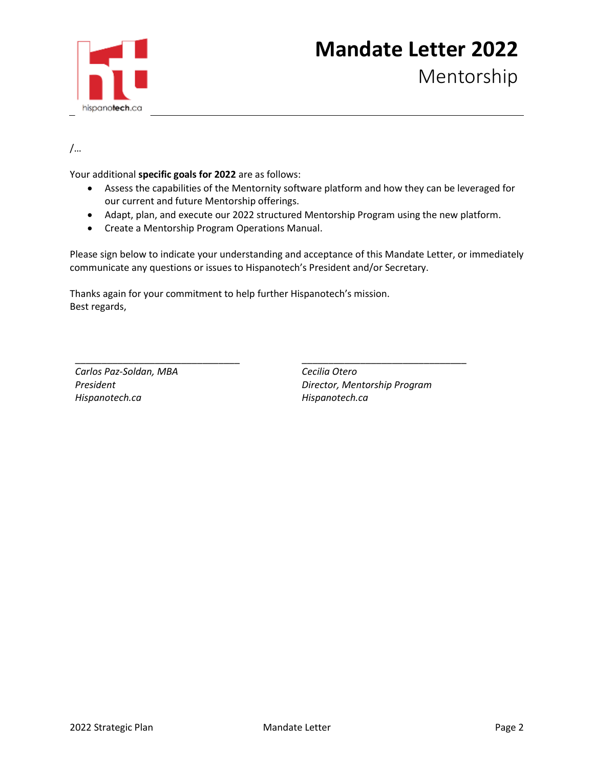# Mandate Letter 2022

## Mentorship

/…

Your additional **specific goals for 2022** are as follows:

- Assess the capabilities of the Mentornity software platform and how they can be leveraged for our current and future Mentorship offerings.
- Adapt, plan, and execute our 2022 structured Mentorship Program using the new platform.
- Create a Mentorship Program Operations Manual.

Please sign below to indicate your understanding and acceptance of this Mandate Letter, or immediately communicate any questions or issues to Hispanotech's President and/or Secretary.

Thanks again for your commitment to help further Hispanotech's mission.
Best regards,

_______________________________

*Carlos Paz-Soldan, MBA*
*President*
*Hispanotech.ca*

_______________________________

*Cecilia Otero*
*Director, Mentorship Program*
*Hispanotech.ca*